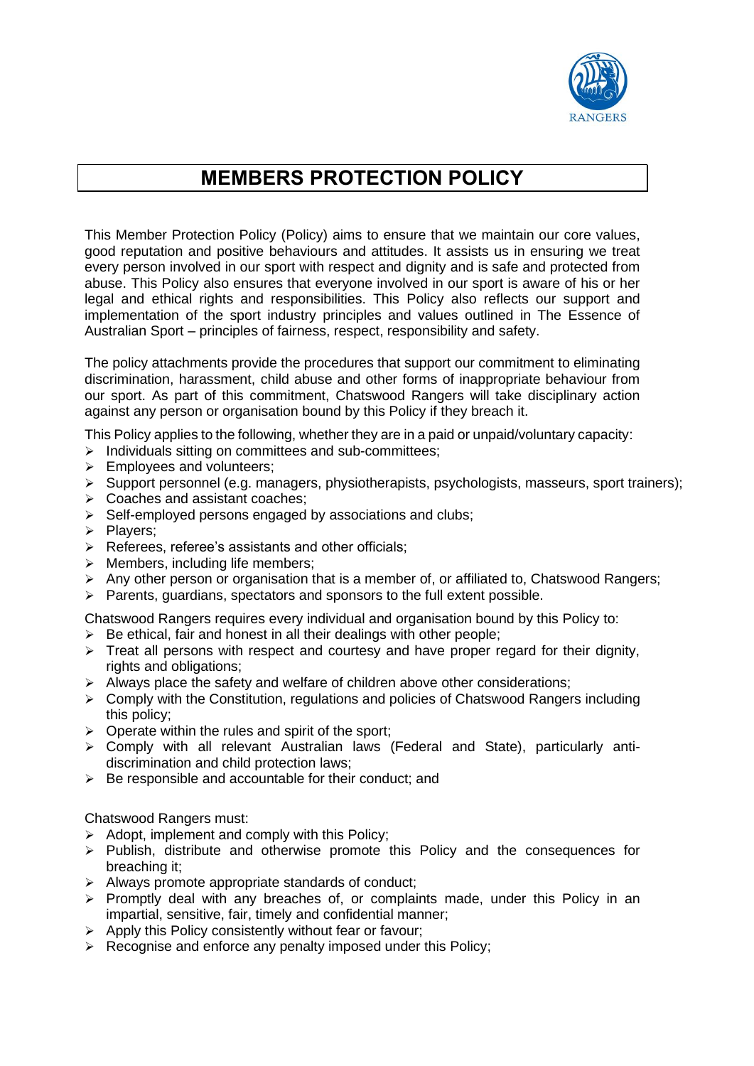# MEMBERS PROTECTION POLICY

This Member Protection Policy (Policy) aims to ensure that we maintain our core values, good reputation and positive behaviours and attitudes. It assists us in ensuring we treat every person involved in our sport with respect and dignity and is safe and protected from abuse. This Policy also ensures that everyone involved in our sport is aware of his or her legal and ethical rights and responsibilities. This Policy also reflects our support and implementation of the sport industry principles and values outlined in The Essence of Australian Sport – principles of fairness, respect, responsibility and safety.

The policy attachments provide the procedures that support our commitment to eliminating discrimination, harassment, child abuse and other forms of inappropriate behaviour from our sport. As part of this commitment, Chatswood Rangers will take disciplinary action against any person or organisation bound by this Policy if they breach it.

This Policy applies to the following, whether they are in a paid or unpaid/voluntary capacity:

- Individuals sitting on committees and sub-committees;
- Employees and volunteers;
- Support personnel (e.g. managers, physiotherapists, psychologists, masseurs, sport trainers);
- Coaches and assistant coaches;
- Self-employed persons engaged by associations and clubs;
- Players;
- Referees, referee's assistants and other officials;
- Members, including life members;
- Any other person or organisation that is a member of, or affiliated to, Chatswood Rangers;
- Parents, guardians, spectators and sponsors to the full extent possible.

Chatswood Rangers requires every individual and organisation bound by this Policy to:

- Be ethical, fair and honest in all their dealings with other people;
- Treat all persons with respect and courtesy and have proper regard for their dignity, rights and obligations;
- Always place the safety and welfare of children above other considerations;
- Comply with the Constitution, regulations and policies of Chatswood Rangers including this policy;
- Operate within the rules and spirit of the sport;
- Comply with all relevant Australian laws (Federal and State), particularly anti-discrimination and child protection laws;
- Be responsible and accountable for their conduct; and

Chatswood Rangers must:

- Adopt, implement and comply with this Policy;
- Publish, distribute and otherwise promote this Policy and the consequences for breaching it;
- Always promote appropriate standards of conduct;
- Promptly deal with any breaches of, or complaints made, under this Policy in an impartial, sensitive, fair, timely and confidential manner;
- Apply this Policy consistently without fear or favour;
- Recognise and enforce any penalty imposed under this Policy;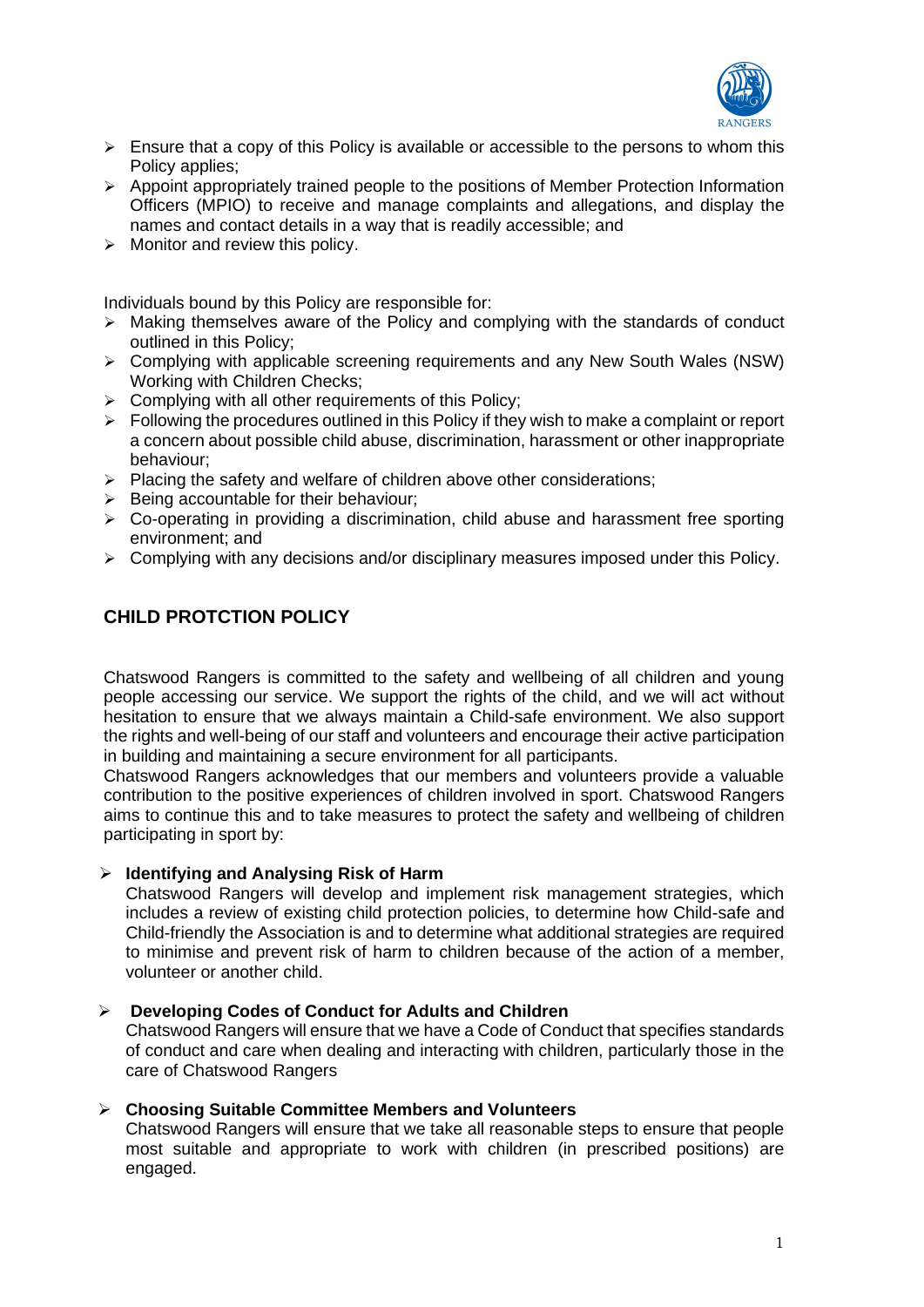- Ensure that a copy of this Policy is available or accessible to the persons to whom this Policy applies;
- Appoint appropriately trained people to the positions of Member Protection Information Officers (MPIO) to receive and manage complaints and allegations, and display the names and contact details in a way that is readily accessible; and
- Monitor and review this policy.

Individuals bound by this Policy are responsible for:

- Making themselves aware of the Policy and complying with the standards of conduct outlined in this Policy;
- Complying with applicable screening requirements and any New South Wales (NSW) Working with Children Checks;
- Complying with all other requirements of this Policy;
- Following the procedures outlined in this Policy if they wish to make a complaint or report a concern about possible child abuse, discrimination, harassment or other inappropriate behaviour;
- Placing the safety and welfare of children above other considerations;
- Being accountable for their behaviour;
- Co-operating in providing a discrimination, child abuse and harassment free sporting environment; and
- Complying with any decisions and/or disciplinary measures imposed under this Policy.

## CHILD PROTCTION POLICY

Chatswood Rangers is committed to the safety and wellbeing of all children and young people accessing our service. We support the rights of the child, and we will act without hesitation to ensure that we always maintain a Child-safe environment. We also support the rights and well-being of our staff and volunteers and encourage their active participation in building and maintaining a secure environment for all participants.

Chatswood Rangers acknowledges that our members and volunteers provide a valuable contribution to the positive experiences of children involved in sport. Chatswood Rangers aims to continue this and to take measures to protect the safety and wellbeing of children participating in sport by:

- **Identifying and Analysing Risk of Harm**
  Chatswood Rangers will develop and implement risk management strategies, which includes a review of existing child protection policies, to determine how Child-safe and Child-friendly the Association is and to determine what additional strategies are required to minimise and prevent risk of harm to children because of the action of a member, volunteer or another child.

- **Developing Codes of Conduct for Adults and Children**
  Chatswood Rangers will ensure that we have a Code of Conduct that specifies standards of conduct and care when dealing and interacting with children, particularly those in the care of Chatswood Rangers

- **Choosing Suitable Committee Members and Volunteers**
  Chatswood Rangers will ensure that we take all reasonable steps to ensure that people most suitable and appropriate to work with children (in prescribed positions) are engaged.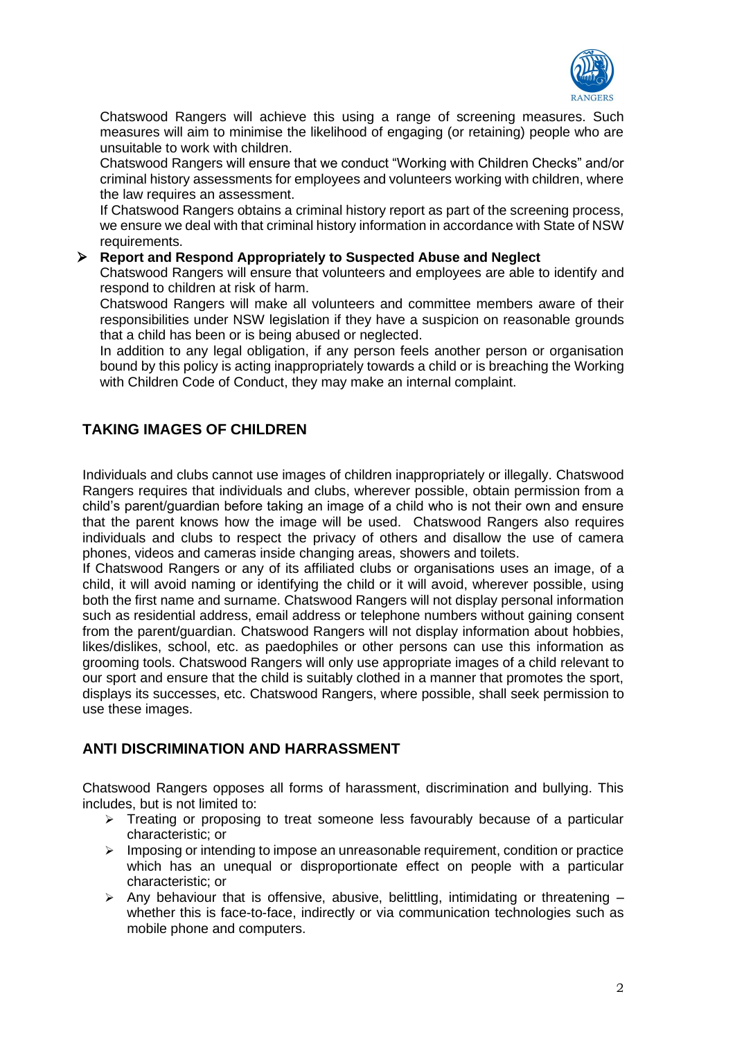Chatswood Rangers will achieve this using a range of screening measures. Such measures will aim to minimise the likelihood of engaging (or retaining) people who are unsuitable to work with children.

Chatswood Rangers will ensure that we conduct "Working with Children Checks" and/or criminal history assessments for employees and volunteers working with children, where the law requires an assessment.

If Chatswood Rangers obtains a criminal history report as part of the screening process, we ensure we deal with that criminal history information in accordance with State of NSW requirements.

- **Report and Respond Appropriately to Suspected Abuse and Neglect**

  Chatswood Rangers will ensure that volunteers and employees are able to identify and respond to children at risk of harm.

  Chatswood Rangers will make all volunteers and committee members aware of their responsibilities under NSW legislation if they have a suspicion on reasonable grounds that a child has been or is being abused or neglected.

  In addition to any legal obligation, if any person feels another person or organisation bound by this policy is acting inappropriately towards a child or is breaching the Working with Children Code of Conduct, they may make an internal complaint.

## TAKING IMAGES OF CHILDREN

Individuals and clubs cannot use images of children inappropriately or illegally. Chatswood Rangers requires that individuals and clubs, wherever possible, obtain permission from a child's parent/guardian before taking an image of a child who is not their own and ensure that the parent knows how the image will be used. Chatswood Rangers also requires individuals and clubs to respect the privacy of others and disallow the use of camera phones, videos and cameras inside changing areas, showers and toilets.

If Chatswood Rangers or any of its affiliated clubs or organisations uses an image, of a child, it will avoid naming or identifying the child or it will avoid, wherever possible, using both the first name and surname. Chatswood Rangers will not display personal information such as residential address, email address or telephone numbers without gaining consent from the parent/guardian. Chatswood Rangers will not display information about hobbies, likes/dislikes, school, etc. as paedophiles or other persons can use this information as grooming tools. Chatswood Rangers will only use appropriate images of a child relevant to our sport and ensure that the child is suitably clothed in a manner that promotes the sport, displays its successes, etc. Chatswood Rangers, where possible, shall seek permission to use these images.

## ANTI DISCRIMINATION AND HARRASSMENT

Chatswood Rangers opposes all forms of harassment, discrimination and bullying. This includes, but is not limited to:

- Treating or proposing to treat someone less favourably because of a particular characteristic; or
- Imposing or intending to impose an unreasonable requirement, condition or practice which has an unequal or disproportionate effect on people with a particular characteristic; or
- Any behaviour that is offensive, abusive, belittling, intimidating or threatening – whether this is face-to-face, indirectly or via communication technologies such as mobile phone and computers.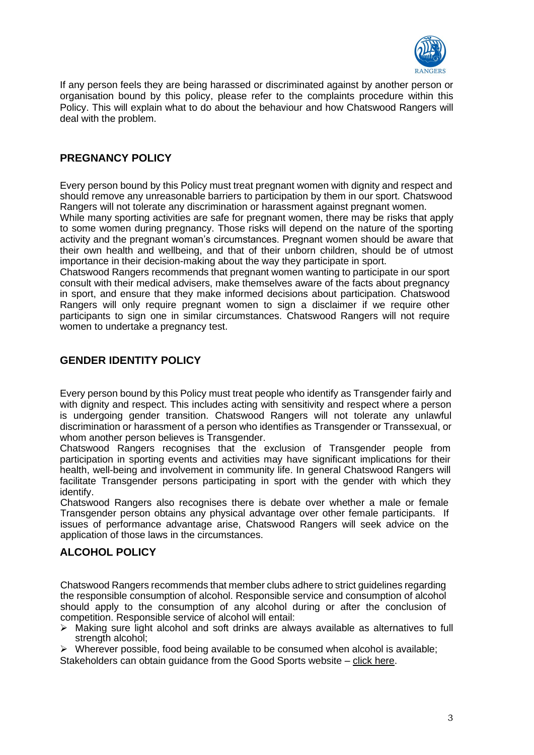If any person feels they are being harassed or discriminated against by another person or organisation bound by this policy, please refer to the complaints procedure within this Policy. This will explain what to do about the behaviour and how Chatswood Rangers will deal with the problem.

## PREGNANCY POLICY

Every person bound by this Policy must treat pregnant women with dignity and respect and should remove any unreasonable barriers to participation by them in our sport. Chatswood Rangers will not tolerate any discrimination or harassment against pregnant women.
While many sporting activities are safe for pregnant women, there may be risks that apply to some women during pregnancy. Those risks will depend on the nature of the sporting activity and the pregnant woman's circumstances. Pregnant women should be aware that their own health and wellbeing, and that of their unborn children, should be of utmost importance in their decision-making about the way they participate in sport.
Chatswood Rangers recommends that pregnant women wanting to participate in our sport consult with their medical advisers, make themselves aware of the facts about pregnancy in sport, and ensure that they make informed decisions about participation. Chatswood Rangers will only require pregnant women to sign a disclaimer if we require other participants to sign one in similar circumstances. Chatswood Rangers will not require women to undertake a pregnancy test.

## GENDER IDENTITY POLICY

Every person bound by this Policy must treat people who identify as Transgender fairly and with dignity and respect. This includes acting with sensitivity and respect where a person is undergoing gender transition. Chatswood Rangers will not tolerate any unlawful discrimination or harassment of a person who identifies as Transgender or Transsexual, or whom another person believes is Transgender.
Chatswood Rangers recognises that the exclusion of Transgender people from participation in sporting events and activities may have significant implications for their health, well-being and involvement in community life. In general Chatswood Rangers will facilitate Transgender persons participating in sport with the gender with which they identify.
Chatswood Rangers also recognises there is debate over whether a male or female Transgender person obtains any physical advantage over other female participants. If issues of performance advantage arise, Chatswood Rangers will seek advice on the application of those laws in the circumstances.

## ALCOHOL POLICY

Chatswood Rangers recommends that member clubs adhere to strict guidelines regarding the responsible consumption of alcohol. Responsible service and consumption of alcohol should apply to the consumption of any alcohol during or after the conclusion of competition. Responsible service of alcohol will entail:

- Making sure light alcohol and soft drinks are always available as alternatives to full strength alcohol;
- Wherever possible, food being available to be consumed when alcohol is available;

Stakeholders can obtain guidance from the Good Sports website – click here.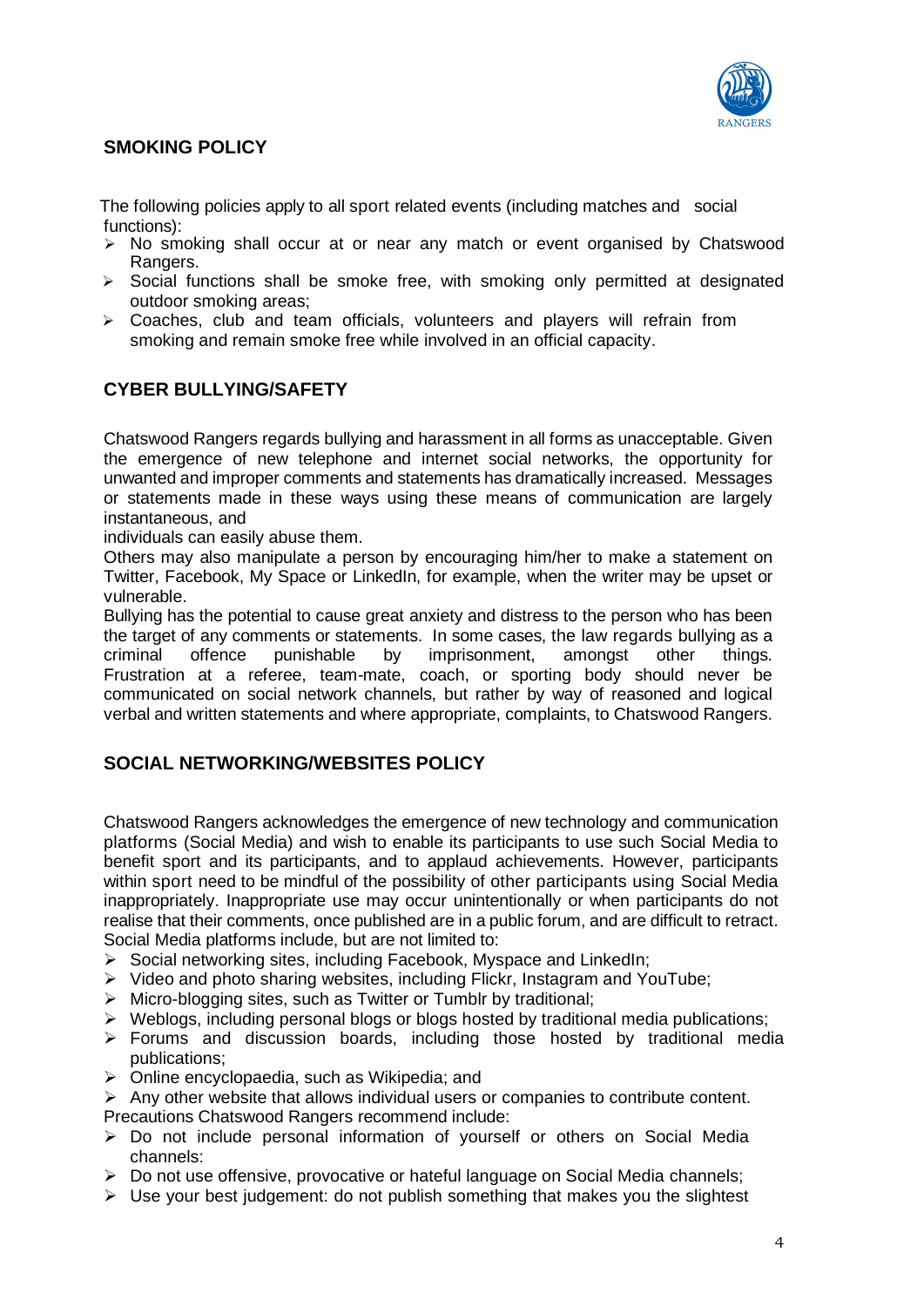## SMOKING POLICY

The following policies apply to all sport related events (including matches and social functions):

- No smoking shall occur at or near any match or event organised by Chatswood Rangers.
- Social functions shall be smoke free, with smoking only permitted at designated outdoor smoking areas;
- Coaches, club and team officials, volunteers and players will refrain from smoking and remain smoke free while involved in an official capacity.

## CYBER BULLYING/SAFETY

Chatswood Rangers regards bullying and harassment in all forms as unacceptable. Given the emergence of new telephone and internet social networks, the opportunity for unwanted and improper comments and statements has dramatically increased. Messages or statements made in these ways using these means of communication are largely instantaneous, and
individuals can easily abuse them.
Others may also manipulate a person by encouraging him/her to make a statement on Twitter, Facebook, My Space or LinkedIn, for example, when the writer may be upset or vulnerable.
Bullying has the potential to cause great anxiety and distress to the person who has been the target of any comments or statements. In some cases, the law regards bullying as a criminal offence punishable by imprisonment, amongst other things. Frustration at a referee, team-mate, coach, or sporting body should never be communicated on social network channels, but rather by way of reasoned and logical verbal and written statements and where appropriate, complaints, to Chatswood Rangers.

## SOCIAL NETWORKING/WEBSITES POLICY

Chatswood Rangers acknowledges the emergence of new technology and communication platforms (Social Media) and wish to enable its participants to use such Social Media to benefit sport and its participants, and to applaud achievements. However, participants within sport need to be mindful of the possibility of other participants using Social Media inappropriately. Inappropriate use may occur unintentionally or when participants do not realise that their comments, once published are in a public forum, and are difficult to retract.
Social Media platforms include, but are not limited to:

- Social networking sites, including Facebook, Myspace and LinkedIn;
- Video and photo sharing websites, including Flickr, Instagram and YouTube;
- Micro-blogging sites, such as Twitter or Tumblr by traditional;
- Weblogs, including personal blogs or blogs hosted by traditional media publications;
- Forums and discussion boards, including those hosted by traditional media publications;
- Online encyclopaedia, such as Wikipedia; and
- Any other website that allows individual users or companies to contribute content.

Precautions Chatswood Rangers recommend include:

- Do not include personal information of yourself or others on Social Media channels:
- Do not use offensive, provocative or hateful language on Social Media channels;
- Use your best judgement: do not publish something that makes you the slightest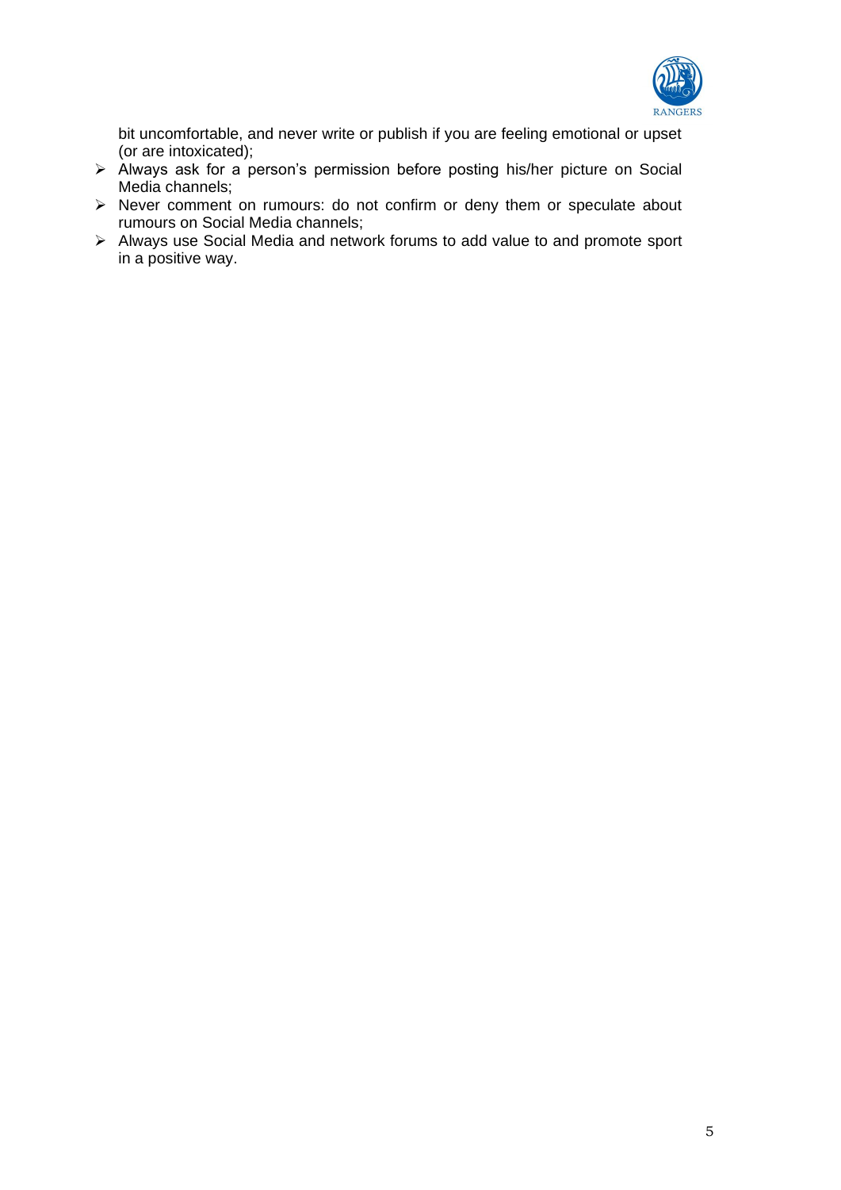bit uncomfortable, and never write or publish if you are feeling emotional or upset (or are intoxicated);

- Always ask for a person's permission before posting his/her picture on Social Media channels;
- Never comment on rumours: do not confirm or deny them or speculate about rumours on Social Media channels;
- Always use Social Media and network forums to add value to and promote sport in a positive way.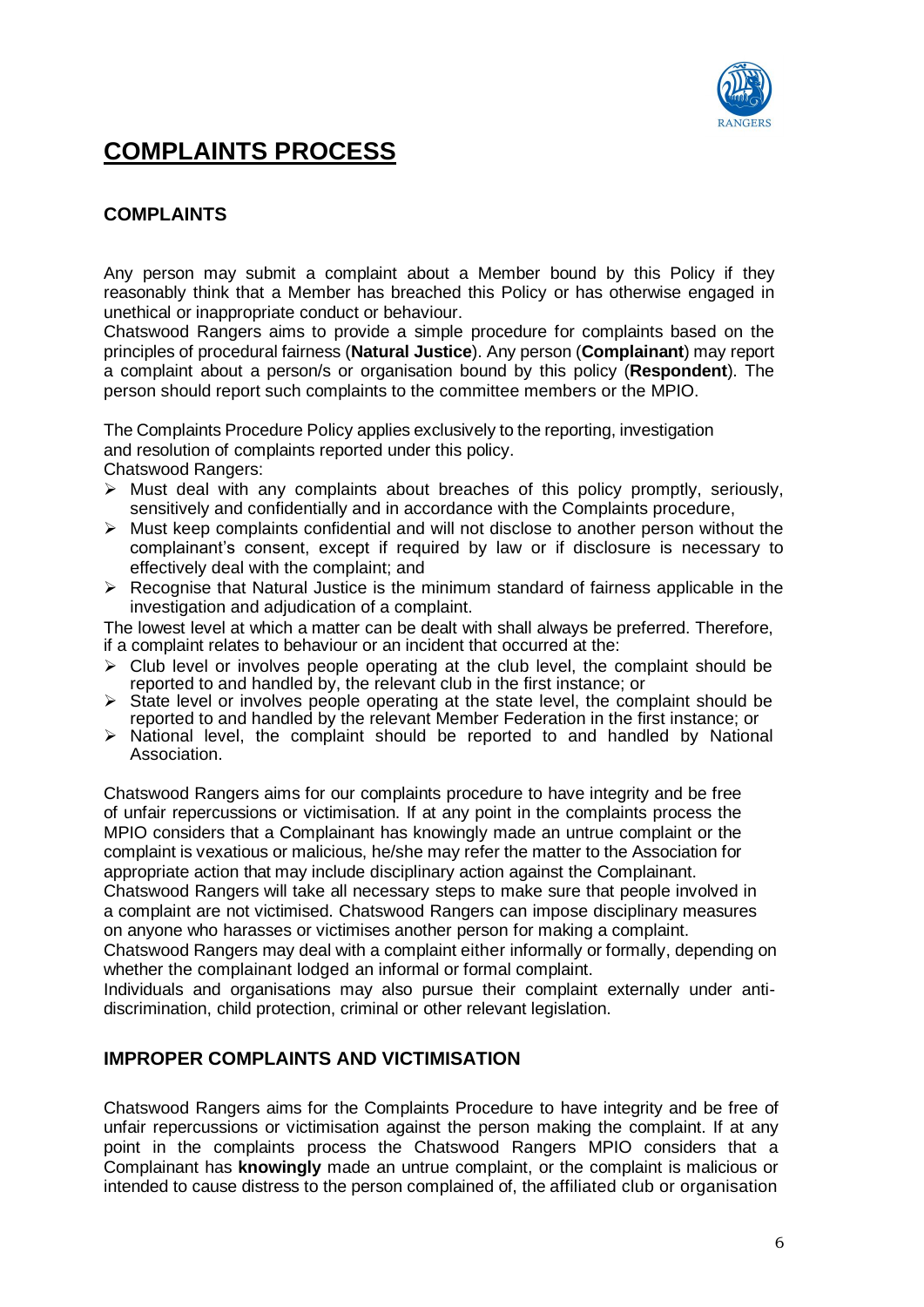# COMPLAINTS PROCESS

## COMPLAINTS

Any person may submit a complaint about a Member bound by this Policy if they reasonably think that a Member has breached this Policy or has otherwise engaged in unethical or inappropriate conduct or behaviour.

Chatswood Rangers aims to provide a simple procedure for complaints based on the principles of procedural fairness (**Natural Justice**). Any person (**Complainant**) may report a complaint about a person/s or organisation bound by this policy (**Respondent**). The person should report such complaints to the committee members or the MPIO.

The Complaints Procedure Policy applies exclusively to the reporting, investigation and resolution of complaints reported under this policy.

Chatswood Rangers:

- Must deal with any complaints about breaches of this policy promptly, seriously, sensitively and confidentially and in accordance with the Complaints procedure,
- Must keep complaints confidential and will not disclose to another person without the complainant's consent, except if required by law or if disclosure is necessary to effectively deal with the complaint; and
- Recognise that Natural Justice is the minimum standard of fairness applicable in the investigation and adjudication of a complaint.

The lowest level at which a matter can be dealt with shall always be preferred. Therefore, if a complaint relates to behaviour or an incident that occurred at the:

- Club level or involves people operating at the club level, the complaint should be reported to and handled by, the relevant club in the first instance; or
- State level or involves people operating at the state level, the complaint should be reported to and handled by the relevant Member Federation in the first instance; or
- National level, the complaint should be reported to and handled by National Association.

Chatswood Rangers aims for our complaints procedure to have integrity and be free of unfair repercussions or victimisation. If at any point in the complaints process the MPIO considers that a Complainant has knowingly made an untrue complaint or the complaint is vexatious or malicious, he/she may refer the matter to the Association for appropriate action that may include disciplinary action against the Complainant.

Chatswood Rangers will take all necessary steps to make sure that people involved in a complaint are not victimised. Chatswood Rangers can impose disciplinary measures on anyone who harasses or victimises another person for making a complaint.

Chatswood Rangers may deal with a complaint either informally or formally, depending on whether the complainant lodged an informal or formal complaint.

Individuals and organisations may also pursue their complaint externally under anti-discrimination, child protection, criminal or other relevant legislation.

## IMPROPER COMPLAINTS AND VICTIMISATION

Chatswood Rangers aims for the Complaints Procedure to have integrity and be free of unfair repercussions or victimisation against the person making the complaint. If at any point in the complaints process the Chatswood Rangers MPIO considers that a Complainant has **knowingly** made an untrue complaint, or the complaint is malicious or intended to cause distress to the person complained of, the affiliated club or organisation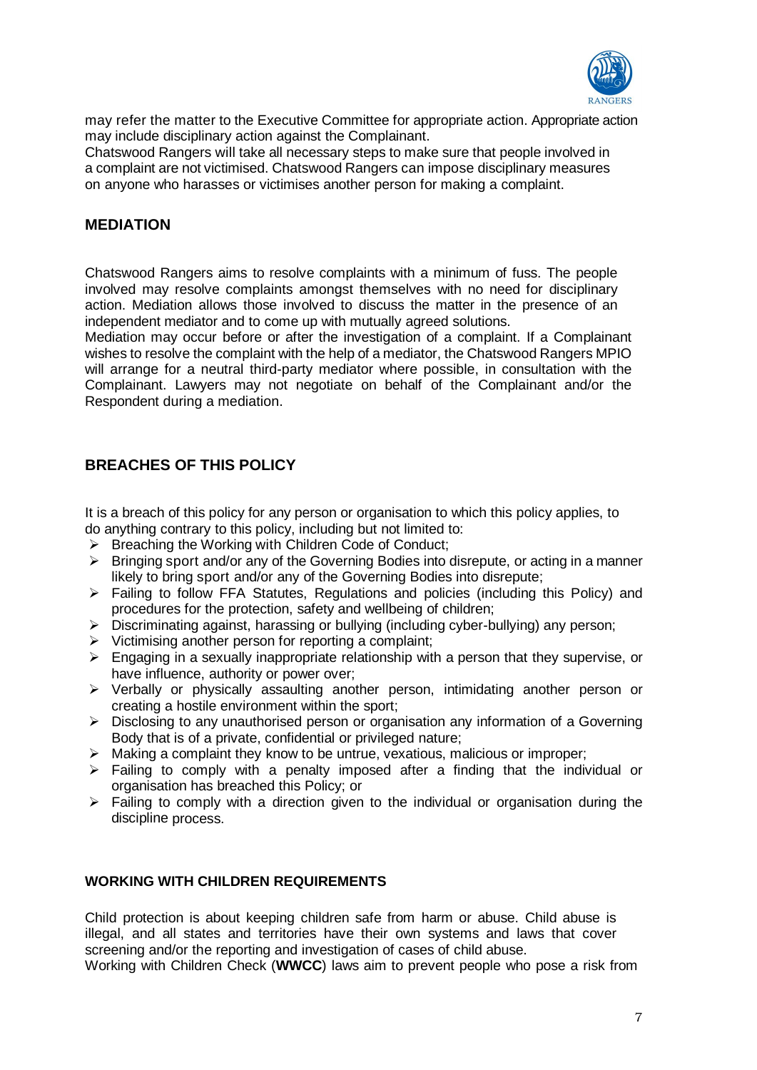may refer the matter to the Executive Committee for appropriate action. Appropriate action may include disciplinary action against the Complainant.

Chatswood Rangers will take all necessary steps to make sure that people involved in a complaint are not victimised. Chatswood Rangers can impose disciplinary measures on anyone who harasses or victimises another person for making a complaint.

## MEDIATION

Chatswood Rangers aims to resolve complaints with a minimum of fuss. The people involved may resolve complaints amongst themselves with no need for disciplinary action. Mediation allows those involved to discuss the matter in the presence of an independent mediator and to come up with mutually agreed solutions.

Mediation may occur before or after the investigation of a complaint. If a Complainant wishes to resolve the complaint with the help of a mediator, the Chatswood Rangers MPIO will arrange for a neutral third-party mediator where possible, in consultation with the Complainant. Lawyers may not negotiate on behalf of the Complainant and/or the Respondent during a mediation.

## BREACHES OF THIS POLICY

It is a breach of this policy for any person or organisation to which this policy applies, to do anything contrary to this policy, including but not limited to:

- Breaching the Working with Children Code of Conduct;
- Bringing sport and/or any of the Governing Bodies into disrepute, or acting in a manner likely to bring sport and/or any of the Governing Bodies into disrepute;
- Failing to follow FFA Statutes, Regulations and policies (including this Policy) and procedures for the protection, safety and wellbeing of children;
- Discriminating against, harassing or bullying (including cyber-bullying) any person;
- Victimising another person for reporting a complaint;
- Engaging in a sexually inappropriate relationship with a person that they supervise, or have influence, authority or power over;
- Verbally or physically assaulting another person, intimidating another person or creating a hostile environment within the sport;
- Disclosing to any unauthorised person or organisation any information of a Governing Body that is of a private, confidential or privileged nature;
- Making a complaint they know to be untrue, vexatious, malicious or improper;
- Failing to comply with a penalty imposed after a finding that the individual or organisation has breached this Policy; or
- Failing to comply with a direction given to the individual or organisation during the discipline process.

### WORKING WITH CHILDREN REQUIREMENTS

Child protection is about keeping children safe from harm or abuse. Child abuse is illegal, and all states and territories have their own systems and laws that cover screening and/or the reporting and investigation of cases of child abuse.

Working with Children Check (**WWCC**) laws aim to prevent people who pose a risk from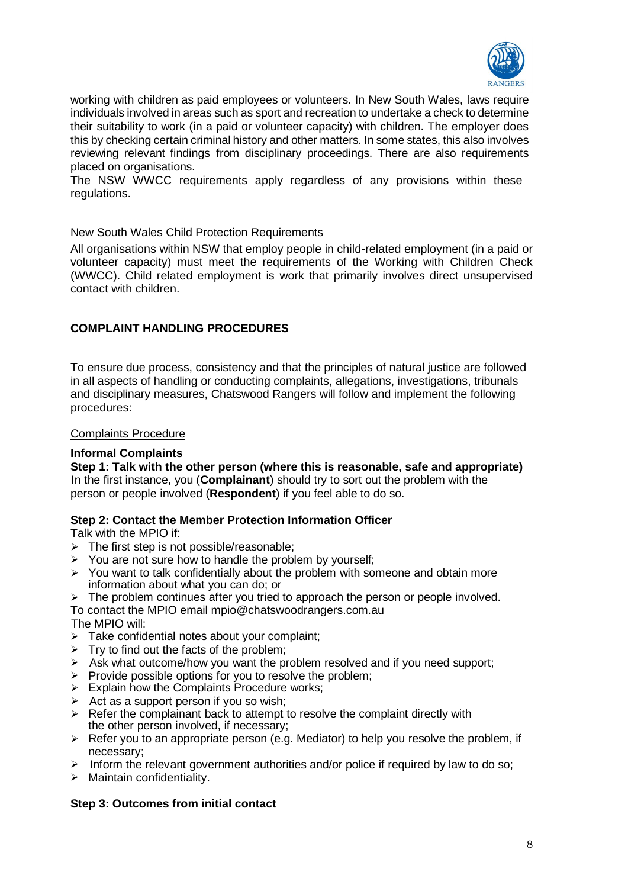working with children as paid employees or volunteers. In New South Wales, laws require individuals involved in areas such as sport and recreation to undertake a check to determine their suitability to work (in a paid or volunteer capacity) with children. The employer does this by checking certain criminal history and other matters. In some states, this also involves reviewing relevant findings from disciplinary proceedings. There are also requirements placed on organisations.

The NSW WWCC requirements apply regardless of any provisions within these regulations.

New South Wales Child Protection Requirements

All organisations within NSW that employ people in child-related employment (in a paid or volunteer capacity) must meet the requirements of the Working with Children Check (WWCC). Child related employment is work that primarily involves direct unsupervised contact with children.

## COMPLAINT HANDLING PROCEDURES

To ensure due process, consistency and that the principles of natural justice are followed in all aspects of handling or conducting complaints, allegations, investigations, tribunals and disciplinary measures, Chatswood Rangers will follow and implement the following procedures:

<u>Complaints Procedure</u>

### Informal Complaints

**Step 1: Talk with the other person (where this is reasonable, safe and appropriate)**

In the first instance, you (**Complainant**) should try to sort out the problem with the person or people involved (**Respondent**) if you feel able to do so.

**Step 2: Contact the Member Protection Information Officer**

Talk with the MPIO if:

- The first step is not possible/reasonable;
- You are not sure how to handle the problem by yourself;
- You want to talk confidentially about the problem with someone and obtain more information about what you can do; or
- The problem continues after you tried to approach the person or people involved.

To contact the MPIO email mpio@chatswoodrangers.com.au

The MPIO will:

- Take confidential notes about your complaint;
- Try to find out the facts of the problem;
- Ask what outcome/how you want the problem resolved and if you need support;
- Provide possible options for you to resolve the problem;
- Explain how the Complaints Procedure works;
- Act as a support person if you so wish;
- Refer the complainant back to attempt to resolve the complaint directly with the other person involved, if necessary;
- Refer you to an appropriate person (e.g. Mediator) to help you resolve the problem, if necessary;
- Inform the relevant government authorities and/or police if required by law to do so;
- Maintain confidentiality.

**Step 3: Outcomes from initial contact**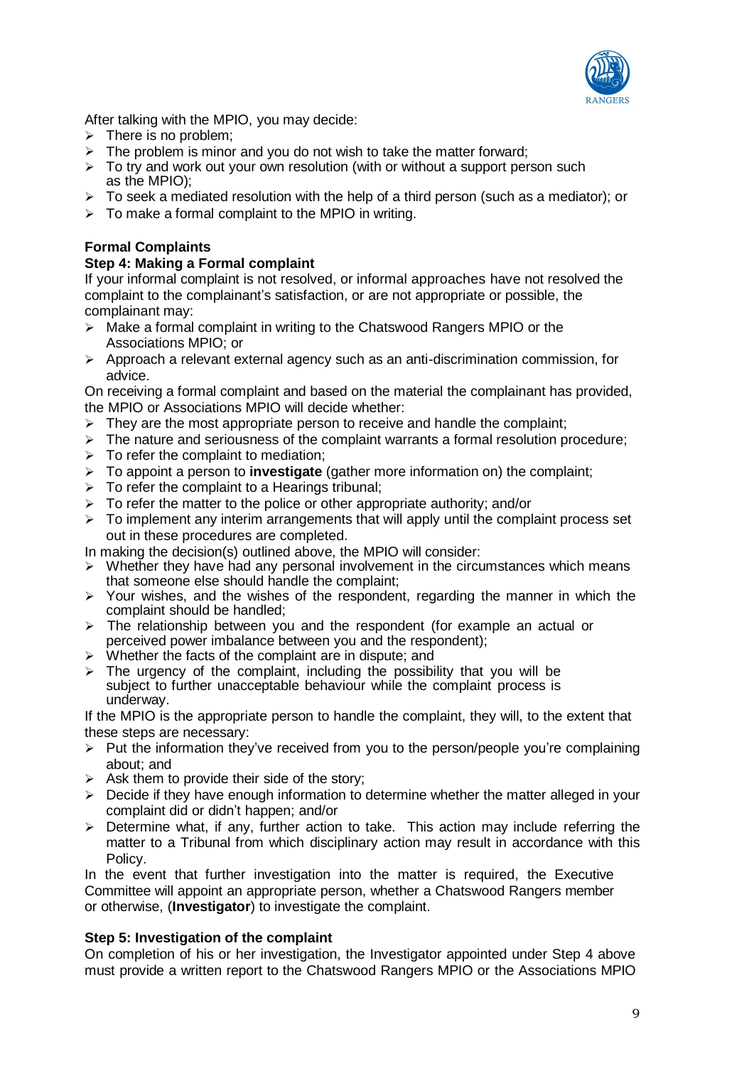After talking with the MPIO, you may decide:

- There is no problem;
- The problem is minor and you do not wish to take the matter forward;
- To try and work out your own resolution (with or without a support person such as the MPIO);
- To seek a mediated resolution with the help of a third person (such as a mediator); or
- To make a formal complaint to the MPIO in writing.

**Formal Complaints**

**Step 4: Making a Formal complaint**

If your informal complaint is not resolved, or informal approaches have not resolved the complaint to the complainant's satisfaction, or are not appropriate or possible, the complainant may:

- Make a formal complaint in writing to the Chatswood Rangers MPIO or the Associations MPIO; or
- Approach a relevant external agency such as an anti-discrimination commission, for advice.

On receiving a formal complaint and based on the material the complainant has provided, the MPIO or Associations MPIO will decide whether:

- They are the most appropriate person to receive and handle the complaint;
- The nature and seriousness of the complaint warrants a formal resolution procedure;
- To refer the complaint to mediation;
- To appoint a person to **investigate** (gather more information on) the complaint;
- To refer the complaint to a Hearings tribunal;
- To refer the matter to the police or other appropriate authority; and/or
- To implement any interim arrangements that will apply until the complaint process set out in these procedures are completed.

In making the decision(s) outlined above, the MPIO will consider:

- Whether they have had any personal involvement in the circumstances which means that someone else should handle the complaint;
- Your wishes, and the wishes of the respondent, regarding the manner in which the complaint should be handled;
- The relationship between you and the respondent (for example an actual or perceived power imbalance between you and the respondent);
- Whether the facts of the complaint are in dispute; and
- The urgency of the complaint, including the possibility that you will be subject to further unacceptable behaviour while the complaint process is underway.

If the MPIO is the appropriate person to handle the complaint, they will, to the extent that these steps are necessary:

- Put the information they've received from you to the person/people you're complaining about; and
- Ask them to provide their side of the story;
- Decide if they have enough information to determine whether the matter alleged in your complaint did or didn't happen; and/or
- Determine what, if any, further action to take. This action may include referring the matter to a Tribunal from which disciplinary action may result in accordance with this Policy.

In the event that further investigation into the matter is required, the Executive Committee will appoint an appropriate person, whether a Chatswood Rangers member or otherwise, (**Investigator**) to investigate the complaint.

**Step 5: Investigation of the complaint**

On completion of his or her investigation, the Investigator appointed under Step 4 above must provide a written report to the Chatswood Rangers MPIO or the Associations MPIO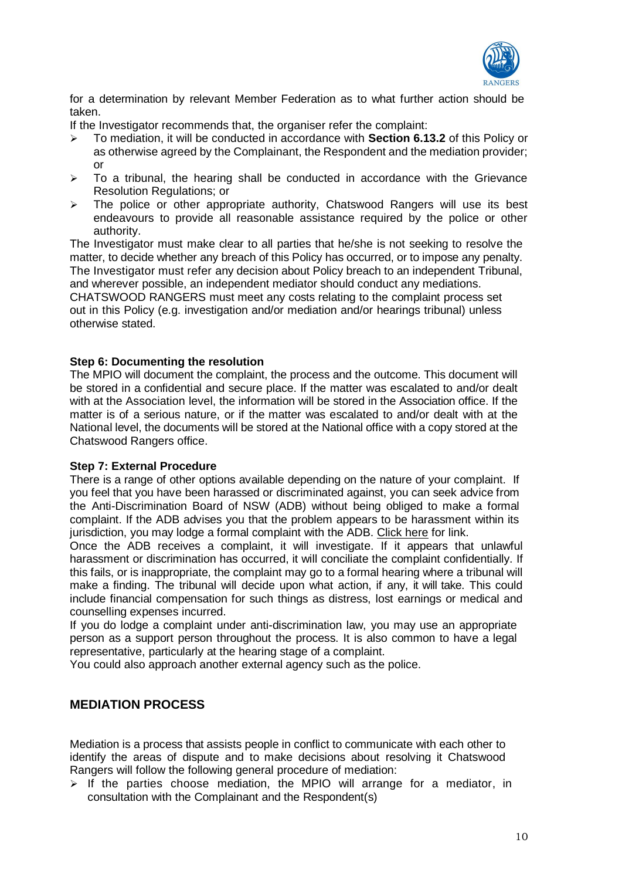for a determination by relevant Member Federation as to what further action should be taken.

If the Investigator recommends that, the organiser refer the complaint:

- To mediation, it will be conducted in accordance with **Section 6.13.2** of this Policy or as otherwise agreed by the Complainant, the Respondent and the mediation provider; or
- To a tribunal, the hearing shall be conducted in accordance with the Grievance Resolution Regulations; or
- The police or other appropriate authority, Chatswood Rangers will use its best endeavours to provide all reasonable assistance required by the police or other authority.

The Investigator must make clear to all parties that he/she is not seeking to resolve the matter, to decide whether any breach of this Policy has occurred, or to impose any penalty. The Investigator must refer any decision about Policy breach to an independent Tribunal, and wherever possible, an independent mediator should conduct any mediations.

CHATSWOOD RANGERS must meet any costs relating to the complaint process set out in this Policy (e.g. investigation and/or mediation and/or hearings tribunal) unless otherwise stated.

**Step 6: Documenting the resolution**

The MPIO will document the complaint, the process and the outcome. This document will be stored in a confidential and secure place. If the matter was escalated to and/or dealt with at the Association level, the information will be stored in the Association office. If the matter is of a serious nature, or if the matter was escalated to and/or dealt with at the National level, the documents will be stored at the National office with a copy stored at the Chatswood Rangers office.

**Step 7: External Procedure**

There is a range of other options available depending on the nature of your complaint. If you feel that you have been harassed or discriminated against, you can seek advice from the Anti-Discrimination Board of NSW (ADB) without being obliged to make a formal complaint. If the ADB advises you that the problem appears to be harassment within its jurisdiction, you may lodge a formal complaint with the ADB. Click here for link.

Once the ADB receives a complaint, it will investigate. If it appears that unlawful harassment or discrimination has occurred, it will conciliate the complaint confidentially. If this fails, or is inappropriate, the complaint may go to a formal hearing where a tribunal will make a finding. The tribunal will decide upon what action, if any, it will take. This could include financial compensation for such things as distress, lost earnings or medical and counselling expenses incurred.

If you do lodge a complaint under anti-discrimination law, you may use an appropriate person as a support person throughout the process. It is also common to have a legal representative, particularly at the hearing stage of a complaint.

You could also approach another external agency such as the police.

## MEDIATION PROCESS

Mediation is a process that assists people in conflict to communicate with each other to identify the areas of dispute and to make decisions about resolving it Chatswood Rangers will follow the following general procedure of mediation:

- If the parties choose mediation, the MPIO will arrange for a mediator, in consultation with the Complainant and the Respondent(s)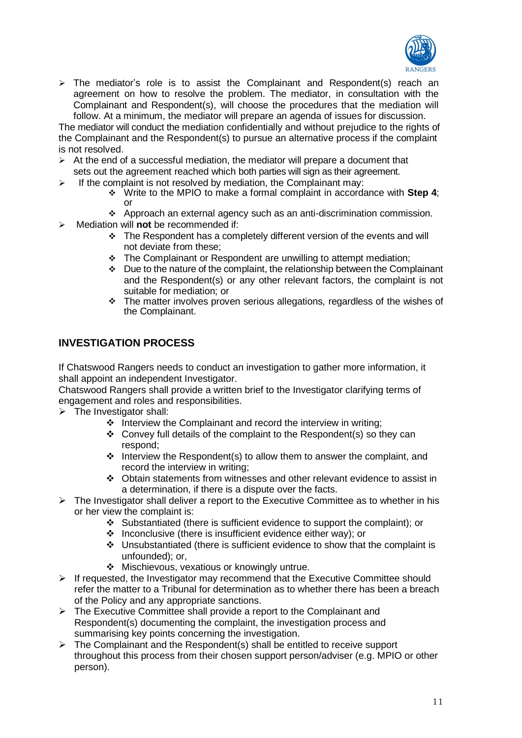- The mediator's role is to assist the Complainant and Respondent(s) reach an agreement on how to resolve the problem. The mediator, in consultation with the Complainant and Respondent(s), will choose the procedures that the mediation will follow. At a minimum, the mediator will prepare an agenda of issues for discussion.

The mediator will conduct the mediation confidentially and without prejudice to the rights of the Complainant and the Respondent(s) to pursue an alternative process if the complaint is not resolved.

- At the end of a successful mediation, the mediator will prepare a document that sets out the agreement reached which both parties will sign as their agreement.
- If the complaint is not resolved by mediation, the Complainant may:
  - Write to the MPIO to make a formal complaint in accordance with **Step 4**; or
  - Approach an external agency such as an anti-discrimination commission.
- Mediation will **not** be recommended if:
  - The Respondent has a completely different version of the events and will not deviate from these;
  - The Complainant or Respondent are unwilling to attempt mediation;
  - Due to the nature of the complaint, the relationship between the Complainant and the Respondent(s) or any other relevant factors, the complaint is not suitable for mediation; or
  - The matter involves proven serious allegations, regardless of the wishes of the Complainant.

## INVESTIGATION PROCESS

If Chatswood Rangers needs to conduct an investigation to gather more information, it shall appoint an independent Investigator.

Chatswood Rangers shall provide a written brief to the Investigator clarifying terms of engagement and roles and responsibilities.

- The Investigator shall:
  - Interview the Complainant and record the interview in writing;
  - Convey full details of the complaint to the Respondent(s) so they can respond;
  - Interview the Respondent(s) to allow them to answer the complaint, and record the interview in writing;
  - Obtain statements from witnesses and other relevant evidence to assist in a determination, if there is a dispute over the facts.
- The Investigator shall deliver a report to the Executive Committee as to whether in his or her view the complaint is:
  - Substantiated (there is sufficient evidence to support the complaint); or
  - Inconclusive (there is insufficient evidence either way); or
  - Unsubstantiated (there is sufficient evidence to show that the complaint is unfounded); or,
  - Mischievous, vexatious or knowingly untrue.
- If requested, the Investigator may recommend that the Executive Committee should refer the matter to a Tribunal for determination as to whether there has been a breach of the Policy and any appropriate sanctions.
- The Executive Committee shall provide a report to the Complainant and Respondent(s) documenting the complaint, the investigation process and summarising key points concerning the investigation.
- The Complainant and the Respondent(s) shall be entitled to receive support throughout this process from their chosen support person/adviser (e.g. MPIO or other person).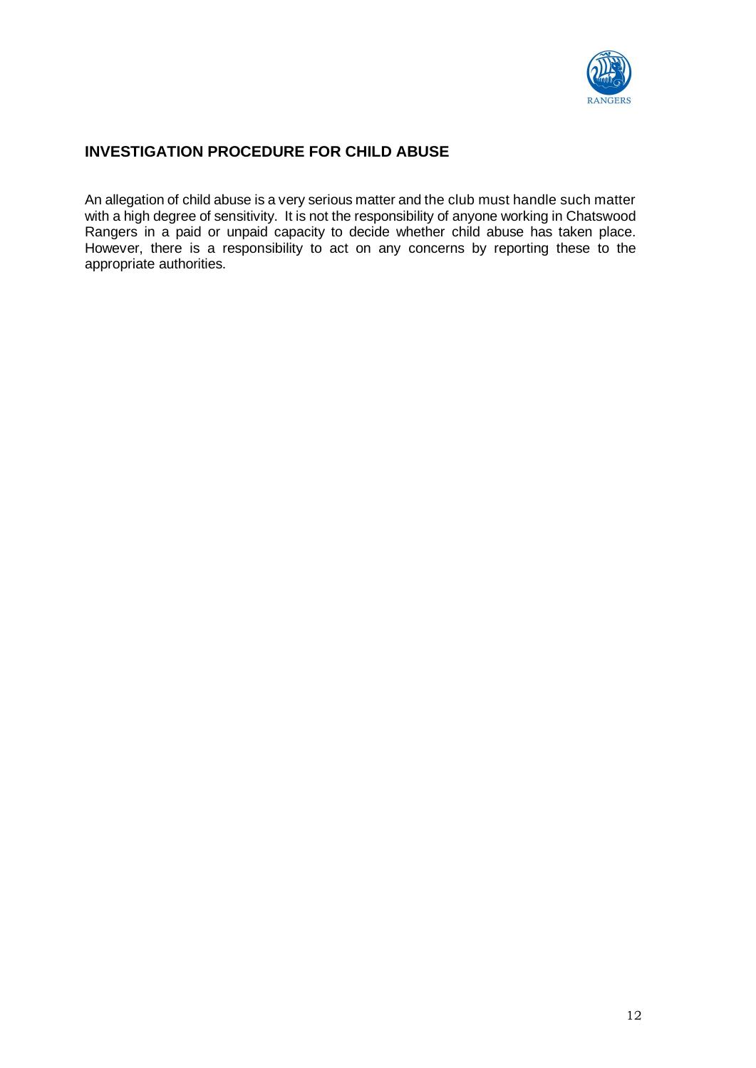## INVESTIGATION PROCEDURE FOR CHILD ABUSE

An allegation of child abuse is a very serious matter and the club must handle such matter with a high degree of sensitivity. It is not the responsibility of anyone working in Chatswood Rangers in a paid or unpaid capacity to decide whether child abuse has taken place. However, there is a responsibility to act on any concerns by reporting these to the appropriate authorities.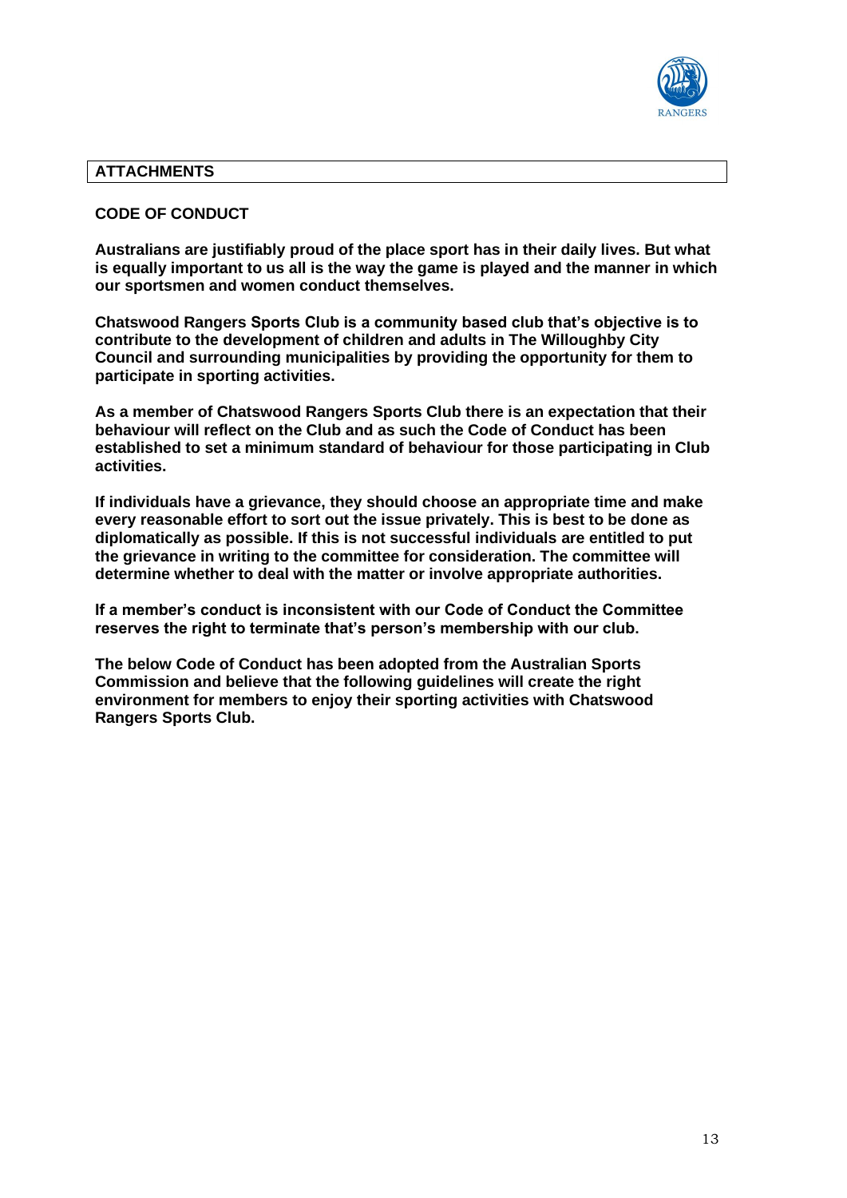## ATTACHMENTS

### CODE OF CONDUCT

**Australians are justifiably proud of the place sport has in their daily lives. But what is equally important to us all is the way the game is played and the manner in which our sportsmen and women conduct themselves.**

**Chatswood Rangers Sports Club is a community based club that's objective is to contribute to the development of children and adults in The Willoughby City Council and surrounding municipalities by providing the opportunity for them to participate in sporting activities.**

**As a member of Chatswood Rangers Sports Club there is an expectation that their behaviour will reflect on the Club and as such the Code of Conduct has been established to set a minimum standard of behaviour for those participating in Club activities.**

**If individuals have a grievance, they should choose an appropriate time and make every reasonable effort to sort out the issue privately. This is best to be done as diplomatically as possible. If this is not successful individuals are entitled to put the grievance in writing to the committee for consideration. The committee will determine whether to deal with the matter or involve appropriate authorities.**

**If a member's conduct is inconsistent with our Code of Conduct the Committee reserves the right to terminate that's person's membership with our club.**

**The below Code of Conduct has been adopted from the Australian Sports Commission and believe that the following guidelines will create the right environment for members to enjoy their sporting activities with Chatswood Rangers Sports Club.**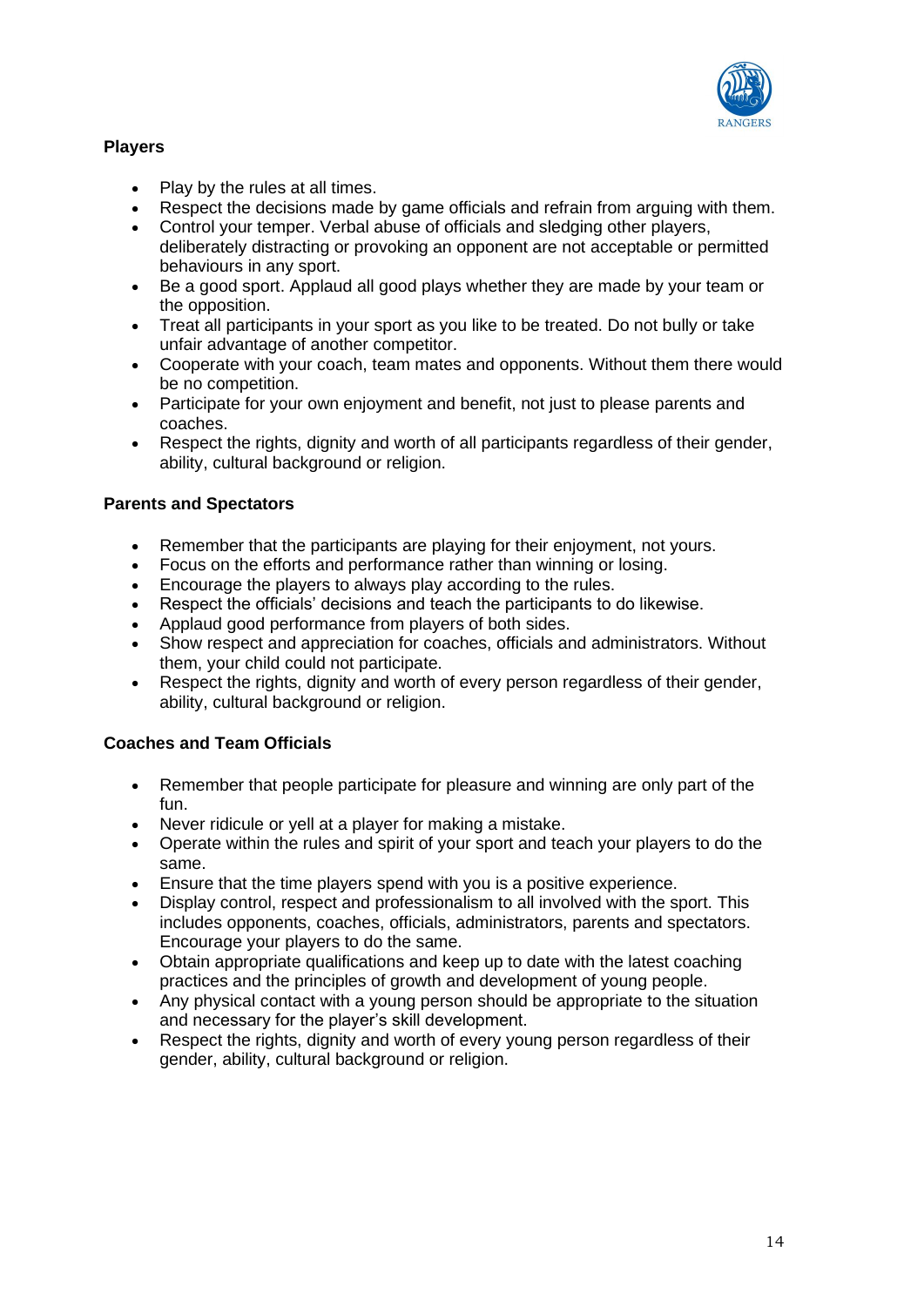### Players

- Play by the rules at all times.
- Respect the decisions made by game officials and refrain from arguing with them.
- Control your temper. Verbal abuse of officials and sledging other players, deliberately distracting or provoking an opponent are not acceptable or permitted behaviours in any sport.
- Be a good sport. Applaud all good plays whether they are made by your team or the opposition.
- Treat all participants in your sport as you like to be treated. Do not bully or take unfair advantage of another competitor.
- Cooperate with your coach, team mates and opponents. Without them there would be no competition.
- Participate for your own enjoyment and benefit, not just to please parents and coaches.
- Respect the rights, dignity and worth of all participants regardless of their gender, ability, cultural background or religion.

### Parents and Spectators

- Remember that the participants are playing for their enjoyment, not yours.
- Focus on the efforts and performance rather than winning or losing.
- Encourage the players to always play according to the rules.
- Respect the officials' decisions and teach the participants to do likewise.
- Applaud good performance from players of both sides.
- Show respect and appreciation for coaches, officials and administrators. Without them, your child could not participate.
- Respect the rights, dignity and worth of every person regardless of their gender, ability, cultural background or religion.

### Coaches and Team Officials

- Remember that people participate for pleasure and winning are only part of the fun.
- Never ridicule or yell at a player for making a mistake.
- Operate within the rules and spirit of your sport and teach your players to do the same.
- Ensure that the time players spend with you is a positive experience.
- Display control, respect and professionalism to all involved with the sport. This includes opponents, coaches, officials, administrators, parents and spectators. Encourage your players to do the same.
- Obtain appropriate qualifications and keep up to date with the latest coaching practices and the principles of growth and development of young people.
- Any physical contact with a young person should be appropriate to the situation and necessary for the player's skill development.
- Respect the rights, dignity and worth of every young person regardless of their gender, ability, cultural background or religion.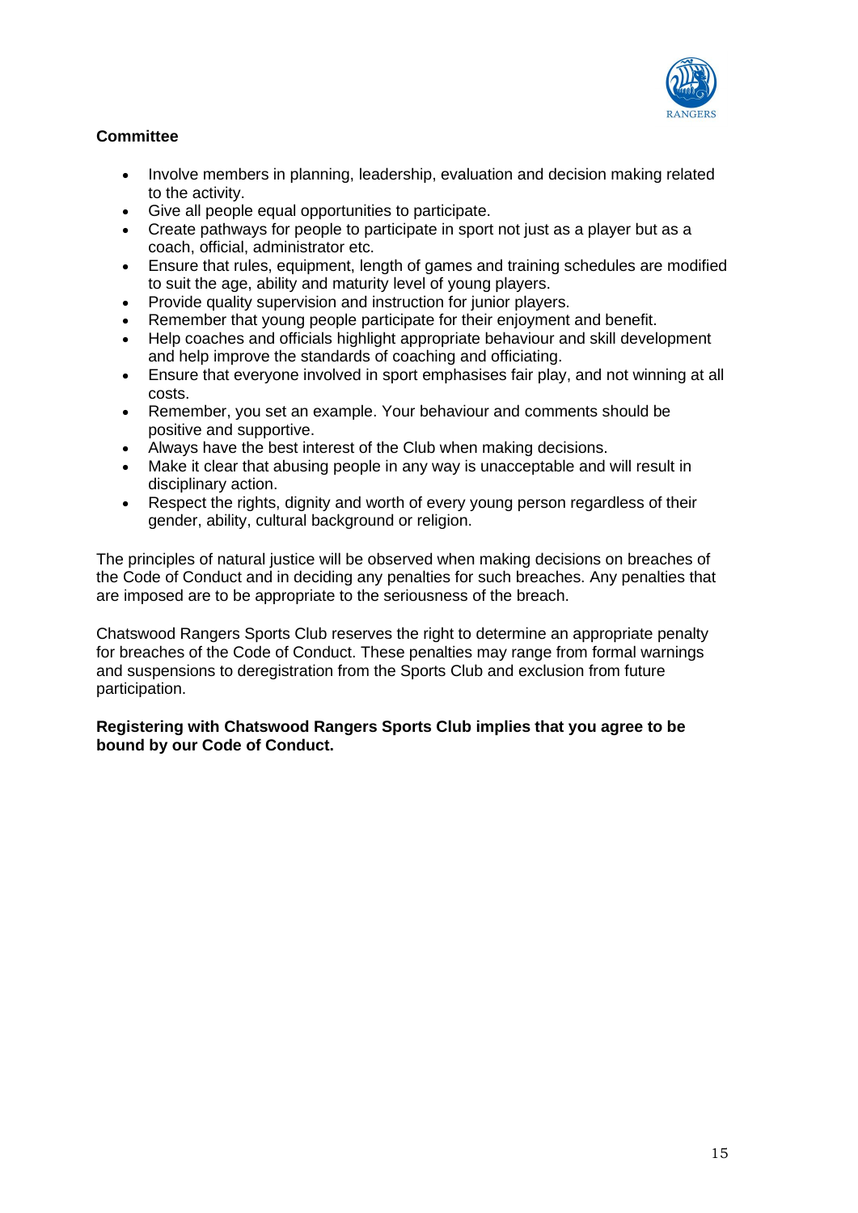**Committee**

- Involve members in planning, leadership, evaluation and decision making related to the activity.
- Give all people equal opportunities to participate.
- Create pathways for people to participate in sport not just as a player but as a coach, official, administrator etc.
- Ensure that rules, equipment, length of games and training schedules are modified to suit the age, ability and maturity level of young players.
- Provide quality supervision and instruction for junior players.
- Remember that young people participate for their enjoyment and benefit.
- Help coaches and officials highlight appropriate behaviour and skill development and help improve the standards of coaching and officiating.
- Ensure that everyone involved in sport emphasises fair play, and not winning at all costs.
- Remember, you set an example. Your behaviour and comments should be positive and supportive.
- Always have the best interest of the Club when making decisions.
- Make it clear that abusing people in any way is unacceptable and will result in disciplinary action.
- Respect the rights, dignity and worth of every young person regardless of their gender, ability, cultural background or religion.

The principles of natural justice will be observed when making decisions on breaches of the Code of Conduct and in deciding any penalties for such breaches. Any penalties that are imposed are to be appropriate to the seriousness of the breach.

Chatswood Rangers Sports Club reserves the right to determine an appropriate penalty for breaches of the Code of Conduct. These penalties may range from formal warnings and suspensions to deregistration from the Sports Club and exclusion from future participation.

**Registering with Chatswood Rangers Sports Club implies that you agree to be bound by our Code of Conduct.**